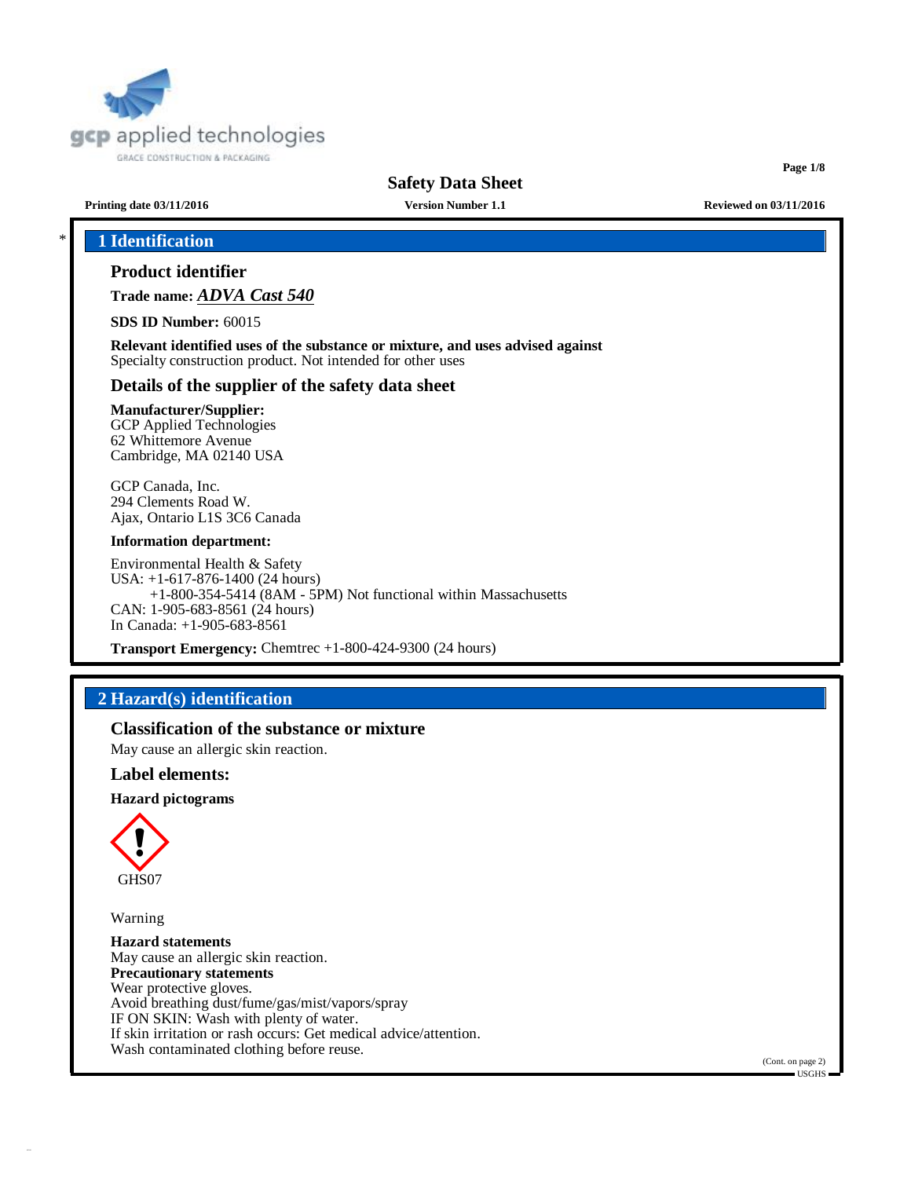# Safety Data Sheet

**Printing date 03/11/2016** **Version Number 1.1** **Reviewed on 03/11/2016**

## 1 Identification

### Product identifier

**Trade name:** ***ADVA Cast 540***

**SDS ID Number:** 60015

**Relevant identified uses of the substance or mixture, and uses advised against**
Specialty construction product. Not intended for other uses

### Details of the supplier of the safety data sheet

**Manufacturer/Supplier:**
GCP Applied Technologies
62 Whittemore Avenue
Cambridge, MA 02140 USA

GCP Canada, Inc.
294 Clements Road W.
Ajax, Ontario L1S 3C6 Canada

**Information department:**

Environmental Health & Safety
USA: +1-617-876-1400 (24 hours)
+1-800-354-5414 (8AM - 5PM) Not functional within Massachusetts
CAN: 1-905-683-8561 (24 hours)
In Canada: +1-905-683-8561

**Transport Emergency:** Chemtrec +1-800-424-9300 (24 hours)

## 2 Hazard(s) identification

### Classification of the substance or mixture

May cause an allergic skin reaction.

### Label elements:

**Hazard pictograms**

GHS07

Warning

**Hazard statements**
May cause an allergic skin reaction.
**Precautionary statements**
Wear protective gloves.
Avoid breathing dust/fume/gas/mist/vapors/spray
IF ON SKIN: Wash with plenty of water.
If skin irritation or rash occurs: Get medical advice/attention.
Wash contaminated clothing before reuse.

(Cont. on page 2)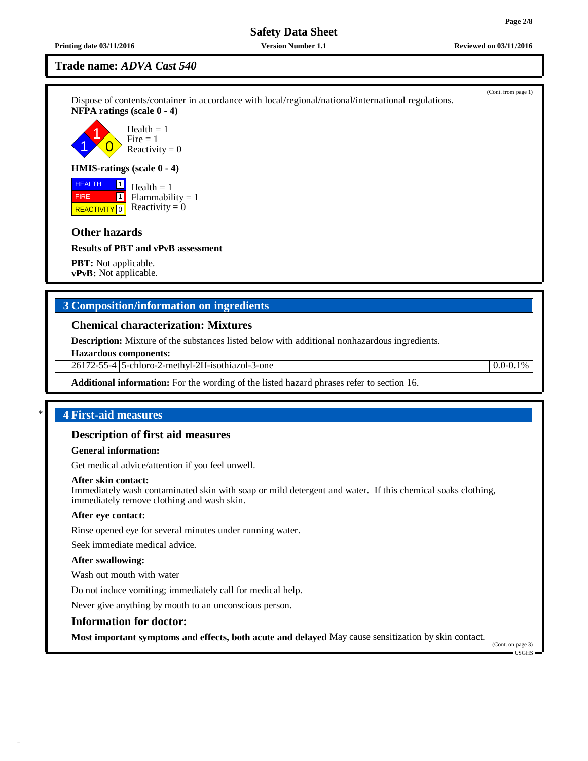Trade name: *ADVA Cast 540*

(Cont. from page 1)

Dispose of contents/container in accordance with local/regional/national/international regulations.

**NFPA ratings (scale 0 - 4)**

Health = 1
Fire = 1
Reactivity = 0

**HMIS-ratings (scale 0 - 4)**

| HEALTH | 1 |
|---|---|
| FIRE | 1 |
| REACTIVITY | 0 |

Health = 1
Flammability = 1
Reactivity = 0

## Other hazards

**Results of PBT and vPvB assessment**

**PBT:** Not applicable.
**vPvB:** Not applicable.

# 3 Composition/information on ingredients

## Chemical characterization: Mixtures

**Description:** Mixture of the substances listed below with additional nonhazardous ingredients.

| Hazardous components: | | |
|---|---|---|
| 26172-55-4 | 5-chloro-2-methyl-2H-isothiazol-3-one | 0.0-0.1% |

**Additional information:** For the wording of the listed hazard phrases refer to section 16.

\* 

# 4 First-aid measures

## Description of first aid measures

**General information:**

Get medical advice/attention if you feel unwell.

**After skin contact:**
Immediately wash contaminated skin with soap or mild detergent and water. If this chemical soaks clothing, immediately remove clothing and wash skin.

**After eye contact:**

Rinse opened eye for several minutes under running water.

Seek immediate medical advice.

**After swallowing:**

Wash out mouth with water

Do not induce vomiting; immediately call for medical help.

Never give anything by mouth to an unconscious person.

## Information for doctor:

**Most important symptoms and effects, both acute and delayed** May cause sensitization by skin contact.

(Cont. on page 3)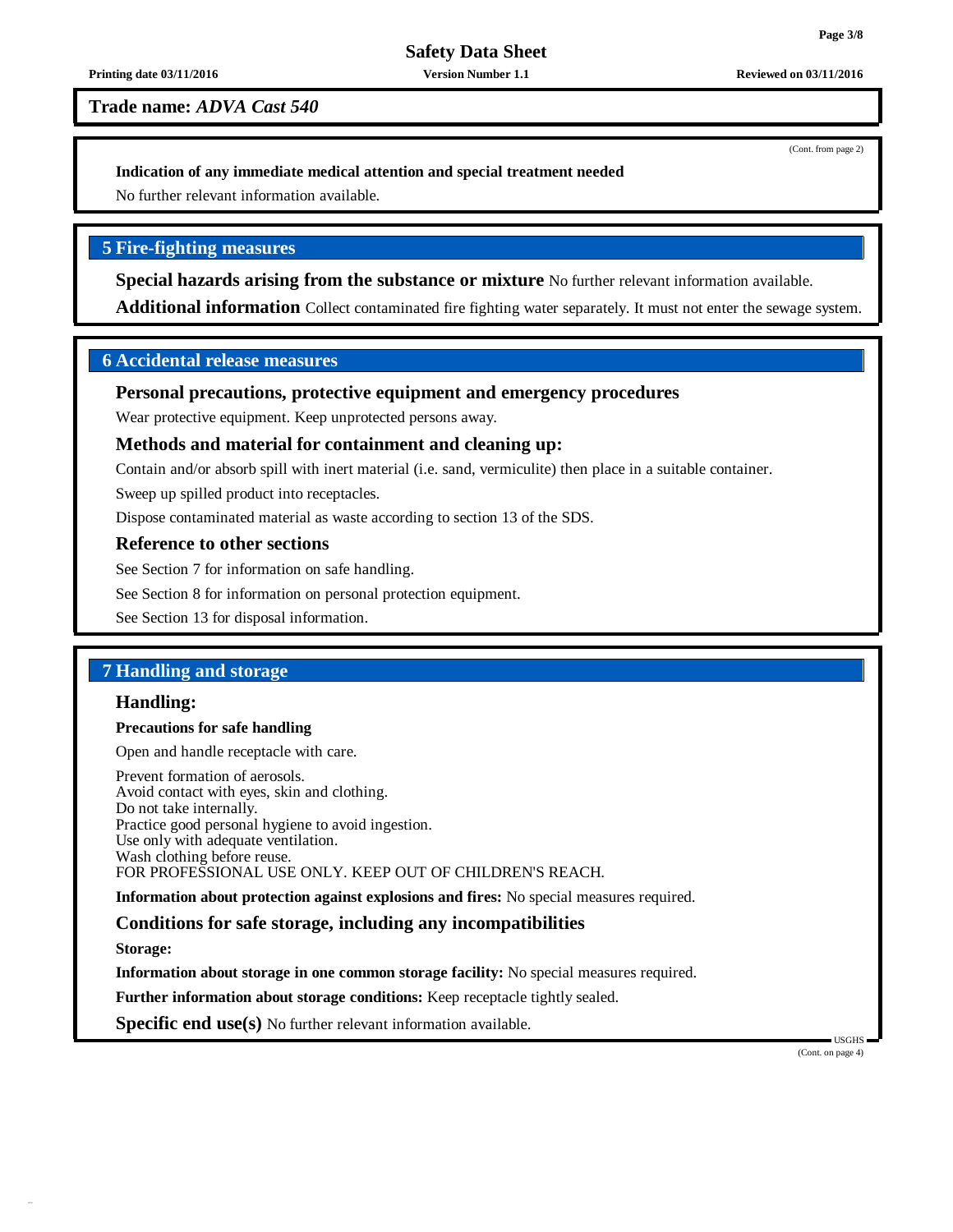**Trade name:** ***ADVA Cast 540***

(Cont. from page 2)

**Indication of any immediate medical attention and special treatment needed**

No further relevant information available.

## 5 Fire-fighting measures

**Special hazards arising from the substance or mixture** No further relevant information available.

**Additional information** Collect contaminated fire fighting water separately. It must not enter the sewage system.

## 6 Accidental release measures

### Personal precautions, protective equipment and emergency procedures

Wear protective equipment. Keep unprotected persons away.

### Methods and material for containment and cleaning up:

Contain and/or absorb spill with inert material (i.e. sand, vermiculite) then place in a suitable container.

Sweep up spilled product into receptacles.

Dispose contaminated material as waste according to section 13 of the SDS.

### Reference to other sections

See Section 7 for information on safe handling.

See Section 8 for information on personal protection equipment.

See Section 13 for disposal information.

## 7 Handling and storage

### Handling:

**Precautions for safe handling**

Open and handle receptacle with care.

Prevent formation of aerosols.
Avoid contact with eyes, skin and clothing.
Do not take internally.
Practice good personal hygiene to avoid ingestion.
Use only with adequate ventilation.
Wash clothing before reuse.
FOR PROFESSIONAL USE ONLY. KEEP OUT OF CHILDREN'S REACH.

**Information about protection against explosions and fires:** No special measures required.

### Conditions for safe storage, including any incompatibilities

**Storage:**

**Information about storage in one common storage facility:** No special measures required.

**Further information about storage conditions:** Keep receptacle tightly sealed.

**Specific end use(s)** No further relevant information available.

(Cont. on page 4)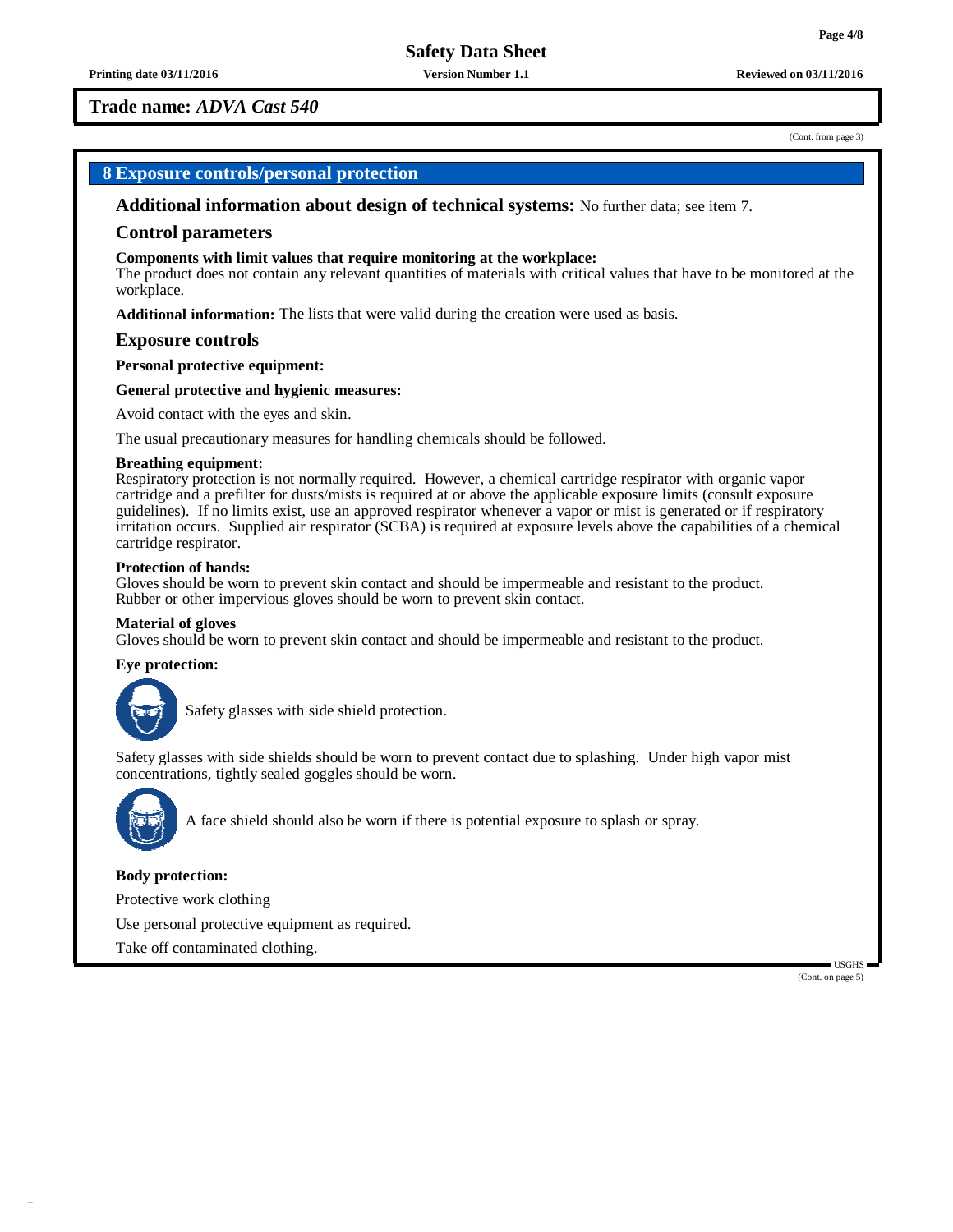**Trade name:** ***ADVA Cast 540***

(Cont. from page 3)

## 8 Exposure controls/personal protection

### Additional information about design of technical systems: No further data; see item 7.

### Control parameters

**Components with limit values that require monitoring at the workplace:**
The product does not contain any relevant quantities of materials with critical values that have to be monitored at the workplace.

**Additional information:** The lists that were valid during the creation were used as basis.

### Exposure controls

**Personal protective equipment:**

**General protective and hygienic measures:**

Avoid contact with the eyes and skin.

The usual precautionary measures for handling chemicals should be followed.

**Breathing equipment:**
Respiratory protection is not normally required. However, a chemical cartridge respirator with organic vapor cartridge and a prefilter for dusts/mists is required at or above the applicable exposure limits (consult exposure guidelines). If no limits exist, use an approved respirator whenever a vapor or mist is generated or if respiratory irritation occurs. Supplied air respirator (SCBA) is required at exposure levels above the capabilities of a chemical cartridge respirator.

**Protection of hands:**
Gloves should be worn to prevent skin contact and should be impermeable and resistant to the product.
Rubber or other impervious gloves should be worn to prevent skin contact.

**Material of gloves**
Gloves should be worn to prevent skin contact and should be impermeable and resistant to the product.

**Eye protection:**

Safety glasses with side shield protection.

Safety glasses with side shields should be worn to prevent contact due to splashing. Under high vapor mist concentrations, tightly sealed goggles should be worn.

A face shield should also be worn if there is potential exposure to splash or spray.

**Body protection:**

Protective work clothing

Use personal protective equipment as required.

Take off contaminated clothing.

USGHS

(Cont. on page 5)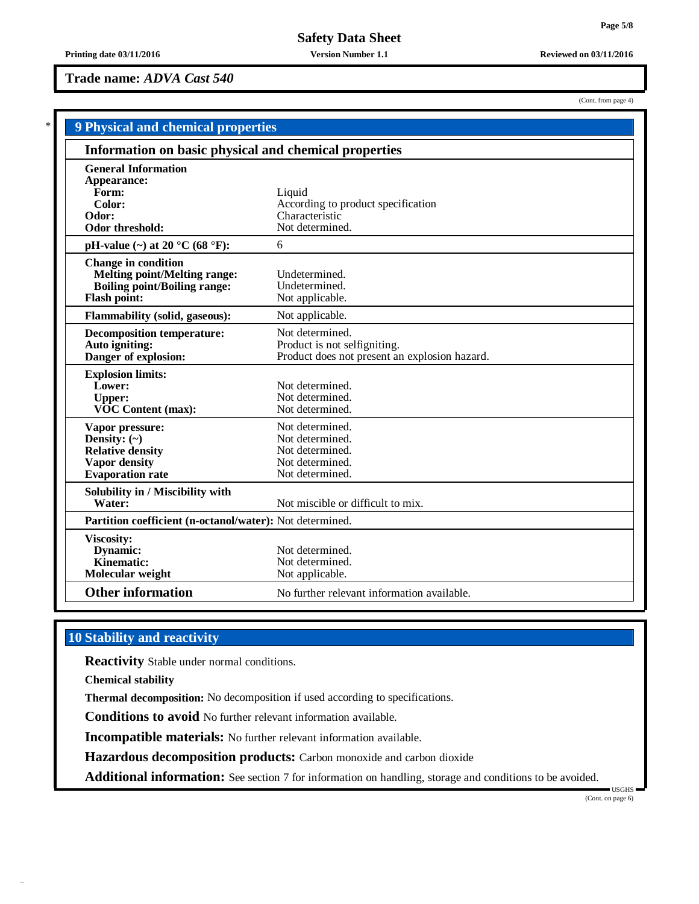**Trade name:** ***ADVA Cast 540***

(Cont. from page 4)

## 9 Physical and chemical properties

### Information on basic physical and chemical properties

| Property | Value |
|---|---|
| **General Information** | |
| **Appearance:** | |
| **Form:** | Liquid |
| **Color:** | According to product specification |
| **Odor:** | Characteristic |
| **Odor threshold:** | Not determined. |
| **pH-value (~) at 20 °C (68 °F):** | 6 |
| **Change in condition** | |
| **Melting point/Melting range:** | Undetermined. |
| **Boiling point/Boiling range:** | Undetermined. |
| **Flash point:** | Not applicable. |
| **Flammability (solid, gaseous):** | Not applicable. |
| **Decomposition temperature:** | Not determined. |
| **Auto igniting:** | Product is not selfigniting. |
| **Danger of explosion:** | Product does not present an explosion hazard. |
| **Explosion limits:** | |
| **Lower:** | Not determined. |
| **Upper:** | Not determined. |
| **VOC Content (max):** | Not determined. |
| **Vapor pressure:** | Not determined. |
| **Density: (~)** | Not determined. |
| **Relative density** | Not determined. |
| **Vapor density** | Not determined. |
| **Evaporation rate** | Not determined. |
| **Solubility in / Miscibility with** | |
| **Water:** | Not miscible or difficult to mix. |
| **Partition coefficient (n-octanol/water):** | Not determined. |
| **Viscosity:** | |
| **Dynamic:** | Not determined. |
| **Kinematic:** | Not determined. |
| **Molecular weight** | Not applicable. |
| **Other information** | No further relevant information available. |

## 10 Stability and reactivity

**Reactivity** Stable under normal conditions.

**Chemical stability**

**Thermal decomposition:** No decomposition if used according to specifications.

**Conditions to avoid** No further relevant information available.

**Incompatible materials:** No further relevant information available.

**Hazardous decomposition products:** Carbon monoxide and carbon dioxide

**Additional information:** See section 7 for information on handling, storage and conditions to be avoided.

(Cont. on page 6)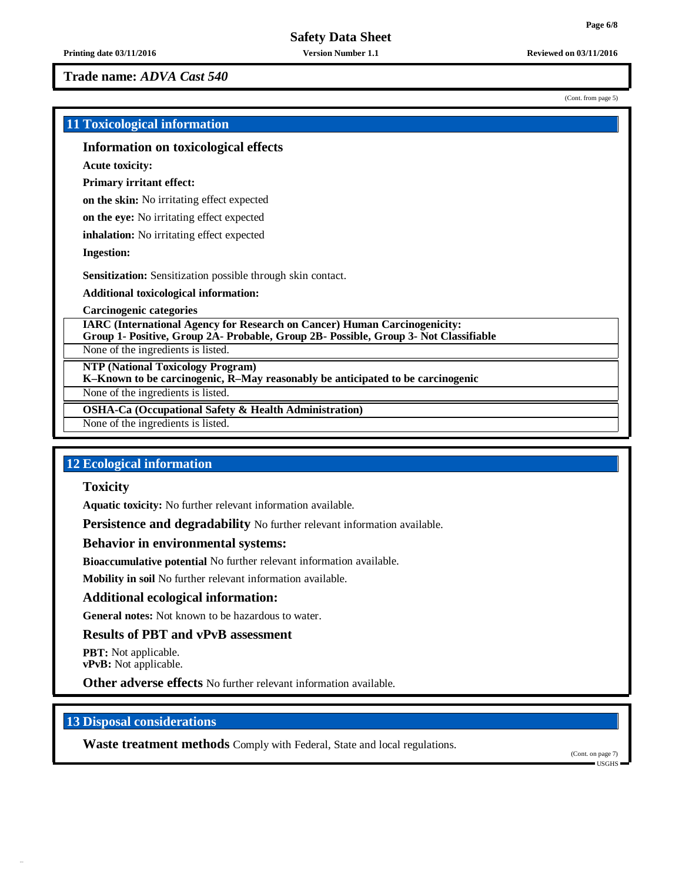Trade name: *ADVA Cast 540*

(Cont. from page 5)

## 11 Toxicological information

### Information on toxicological effects

**Acute toxicity:**

**Primary irritant effect:**

**on the skin:** No irritating effect expected

**on the eye:** No irritating effect expected

**inhalation:** No irritating effect expected

**Ingestion:**

**Sensitization:** Sensitization possible through skin contact.

**Additional toxicological information:**

**Carcinogenic categories**

| **IARC (International Agency for Research on Cancer) Human Carcinogenicity: Group 1- Positive, Group 2A- Probable, Group 2B- Possible, Group 3- Not Classifiable** |
|---|
| None of the ingredients is listed. |

| **NTP (National Toxicology Program) K–Known to be carcinogenic, R–May reasonably be anticipated to be carcinogenic** |
|---|
| None of the ingredients is listed. |

| **OSHA-Ca (Occupational Safety & Health Administration)** |
|---|
| None of the ingredients is listed. |

## 12 Ecological information

### Toxicity

**Aquatic toxicity:** No further relevant information available.

**Persistence and degradability** No further relevant information available.

### Behavior in environmental systems:

**Bioaccumulative potential** No further relevant information available.

**Mobility in soil** No further relevant information available.

### Additional ecological information:

**General notes:** Not known to be hazardous to water.

### Results of PBT and vPvB assessment

**PBT:** Not applicable.
**vPvB:** Not applicable.

**Other adverse effects** No further relevant information available.

## 13 Disposal considerations

**Waste treatment methods** Comply with Federal, State and local regulations.

(Cont. on page 7)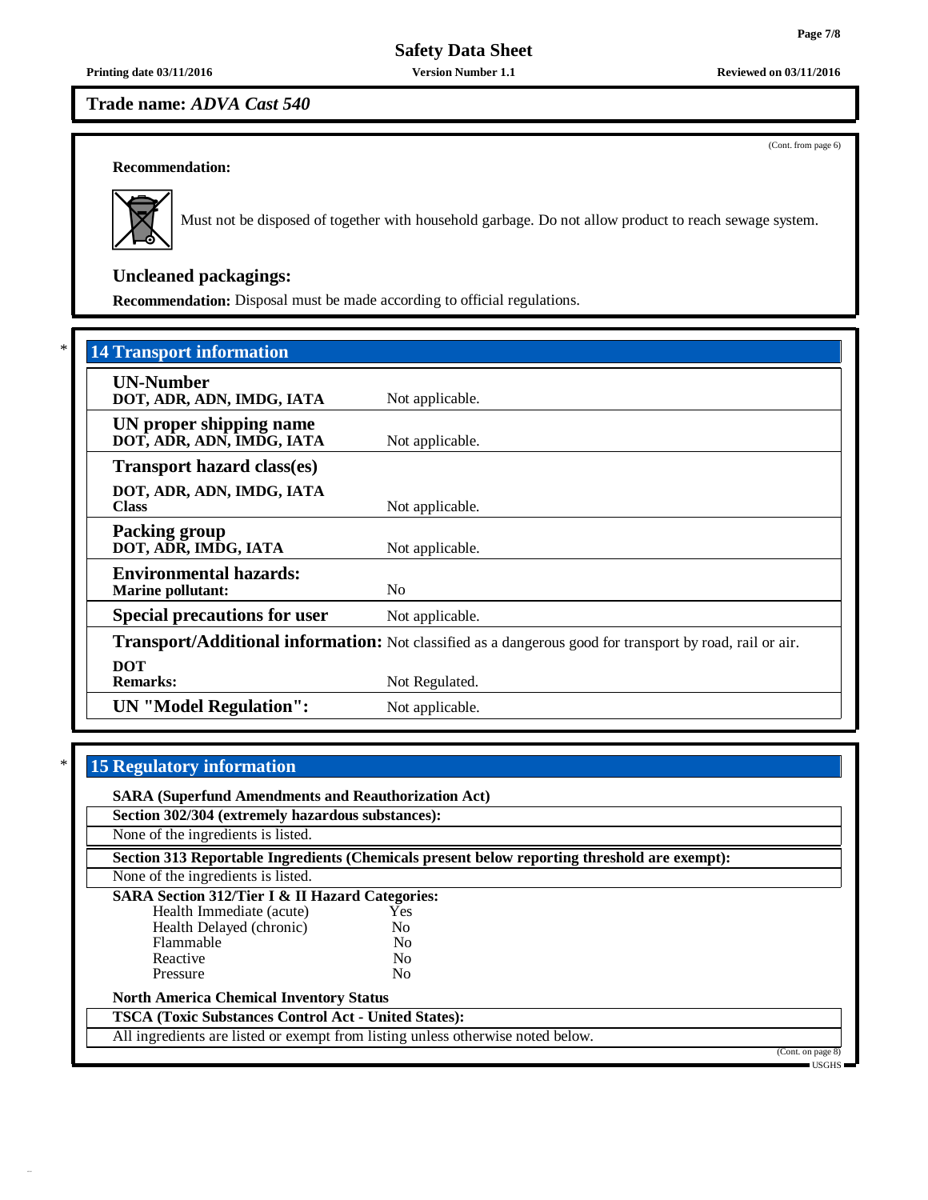Trade name: *ADVA Cast 540*

(Cont. from page 6)

**Recommendation:**

Must not be disposed of together with household garbage. Do not allow product to reach sewage system.

### Uncleaned packagings:

**Recommendation:** Disposal must be made according to official regulations.

## * 14 Transport information

| | |
|---|---|
| **UN-Number**<br>**DOT, ADR, ADN, IMDG, IATA** | Not applicable. |
| **UN proper shipping name**<br>**DOT, ADR, ADN, IMDG, IATA** | Not applicable. |
| **Transport hazard class(es)** | |
| **DOT, ADR, ADN, IMDG, IATA**<br>**Class** | Not applicable. |
| **Packing group**<br>**DOT, ADR, IMDG, IATA** | Not applicable. |
| **Environmental hazards:**<br>**Marine pollutant:** | No |
| **Special precautions for user** | Not applicable. |
| **Transport/Additional information:** | Not classified as a dangerous good for transport by road, rail or air. |
| **DOT**<br>**Remarks:** | Not Regulated. |
| **UN "Model Regulation":** | Not applicable. |

## * 15 Regulatory information

**SARA (Superfund Amendments and Reauthorization Act)**

**Section 302/304 (extremely hazardous substances):**

None of the ingredients is listed.

**Section 313 Reportable Ingredients (Chemicals present below reporting threshold are exempt):**

None of the ingredients is listed.

**SARA Section 312/Tier I & II Hazard Categories:**

| | |
|---|---|
| Health Immediate (acute) | Yes |
| Health Delayed (chronic) | No |
| Flammable | No |
| Reactive | No |
| Pressure | No |

**North America Chemical Inventory Status**

**TSCA (Toxic Substances Control Act - United States):**

All ingredients are listed or exempt from listing unless otherwise noted below.

(Cont. on page 8)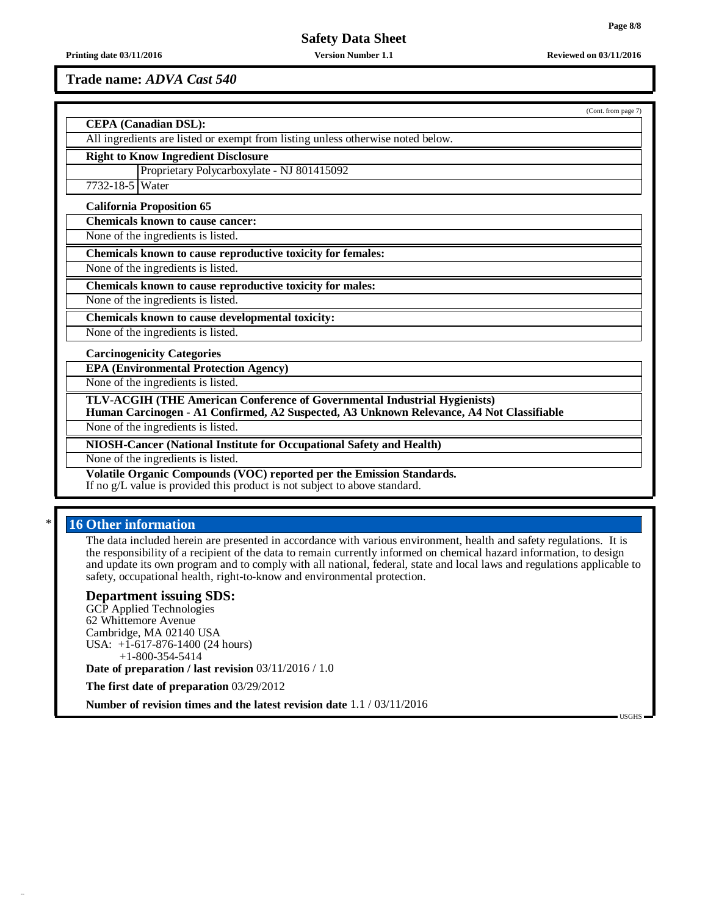**Trade name:** ***ADVA Cast 540***

(Cont. from page 7)

**CEPA (Canadian DSL):**

All ingredients are listed or exempt from listing unless otherwise noted below.

**Right to Know Ingredient Disclosure**

| | |
|---|---|
| | Proprietary Polycarboxylate - NJ 801415092 |
| 7732-18-5 | Water |

**California Proposition 65**

**Chemicals known to cause cancer:**

None of the ingredients is listed.

**Chemicals known to cause reproductive toxicity for females:**

None of the ingredients is listed.

**Chemicals known to cause reproductive toxicity for males:**

None of the ingredients is listed.

**Chemicals known to cause developmental toxicity:**

None of the ingredients is listed.

**Carcinogenicity Categories**

**EPA (Environmental Protection Agency)**

None of the ingredients is listed.

**TLV-ACGIH (THE American Conference of Governmental Industrial Hygienists)**
**Human Carcinogen - A1 Confirmed, A2 Suspected, A3 Unknown Relevance, A4 Not Classifiable**

None of the ingredients is listed.

**NIOSH-Cancer (National Institute for Occupational Safety and Health)**

None of the ingredients is listed.

**Volatile Organic Compounds (VOC) reported per the Emission Standards.**
If no g/L value is provided this product is not subject to above standard.

## * 16 Other information

The data included herein are presented in accordance with various environment, health and safety regulations. It is the responsibility of a recipient of the data to remain currently informed on chemical hazard information, to design and update its own program and to comply with all national, federal, state and local laws and regulations applicable to safety, occupational health, right-to-know and environmental protection.

### Department issuing SDS:

GCP Applied Technologies
62 Whittemore Avenue
Cambridge, MA 02140 USA
USA: +1-617-876-1400 (24 hours)
+1-800-354-5414

**Date of preparation / last revision** 03/11/2016 / 1.0

**The first date of preparation** 03/29/2012

**Number of revision times and the latest revision date** 1.1 / 03/11/2016